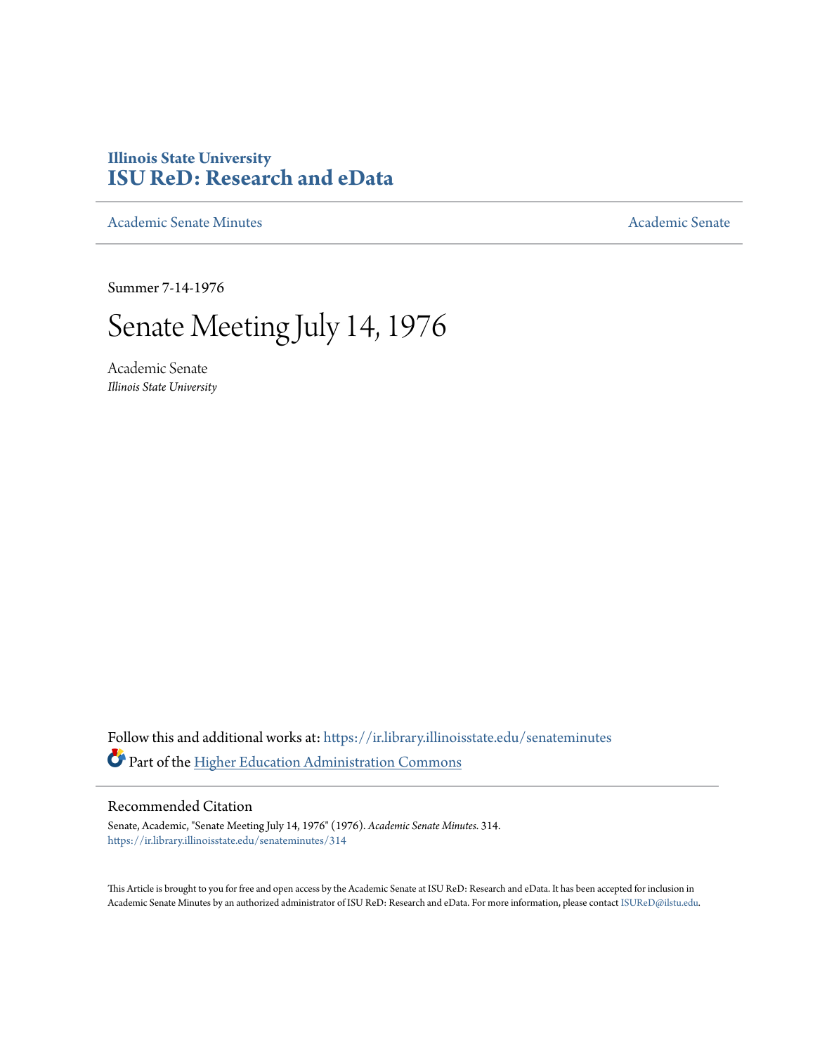# Illinois State University
# ISU ReD: Research and eData

Academic Senate Minutes | Academic Senate

Summer 7-14-1976

# Senate Meeting July 14, 1976

Academic Senate
*Illinois State University*

Follow this and additional works at: https://ir.library.illinoisstate.edu/senateminutes

Part of the Higher Education Administration Commons

## Recommended Citation

Senate, Academic, "Senate Meeting July 14, 1976" (1976). *Academic Senate Minutes*. 314.
https://ir.library.illinoisstate.edu/senateminutes/314

This Article is brought to you for free and open access by the Academic Senate at ISU ReD: Research and eData. It has been accepted for inclusion in Academic Senate Minutes by an authorized administrator of ISU ReD: Research and eData. For more information, please contact ISUReD@ilstu.edu.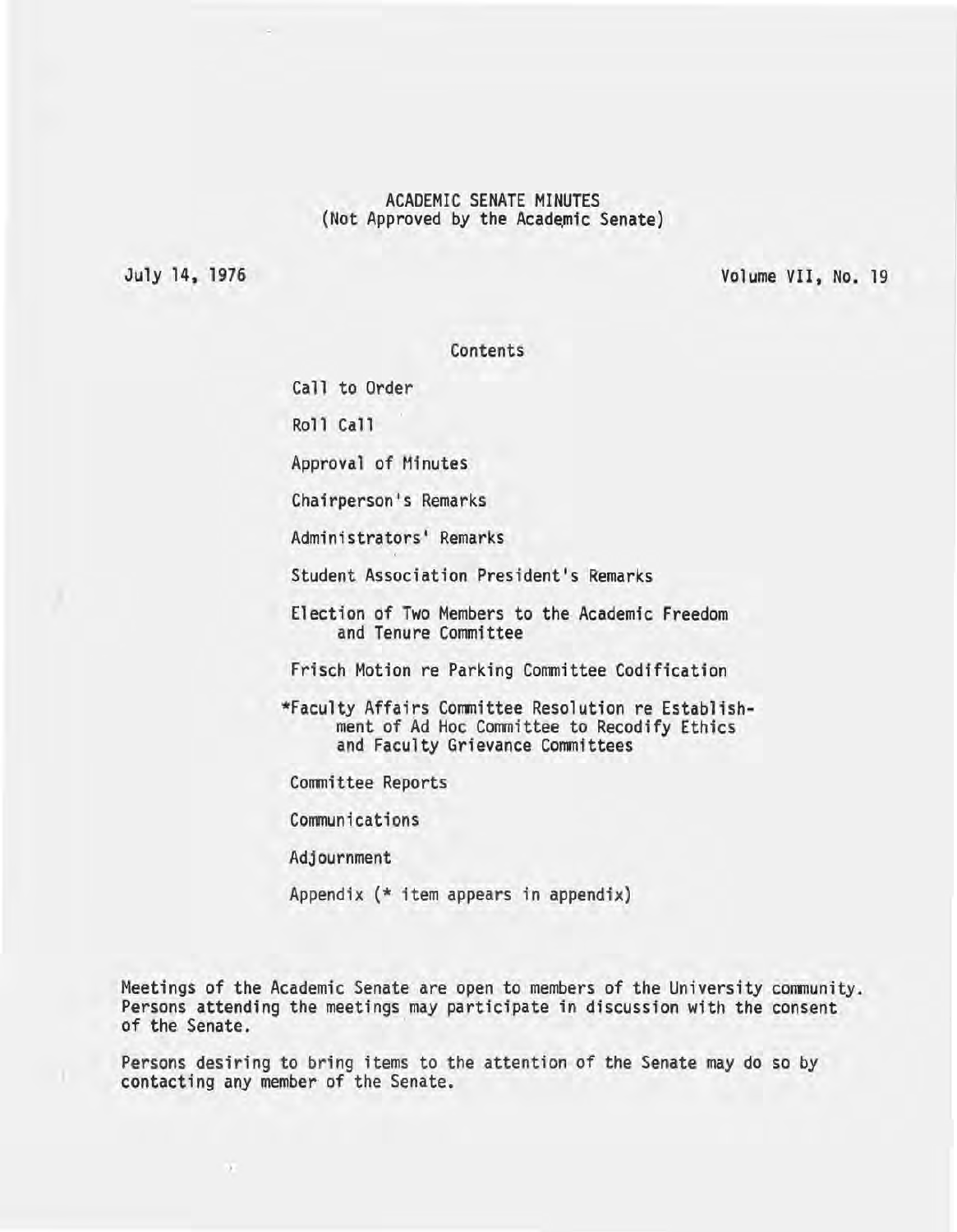# ACADEMIC SENATE MINUTES
(Not Approved by the Academic Senate)

July 14, 1976

Volume VII, No. 19

## Contents

Call to Order

Roll Call

Approval of Minutes

Chairperson's Remarks

Administrators' Remarks

Student Association President's Remarks

Election of Two Members to the Academic Freedom and Tenure Committee

Frisch Motion re Parking Committee Codification

*Faculty Affairs Committee Resolution re Establishment of Ad Hoc Committee to Recodify Ethics and Faculty Grievance Committees

Committee Reports

Communications

Adjournment

Appendix (* item appears in appendix)

Meetings of the Academic Senate are open to members of the University community. Persons attending the meetings may participate in discussion with the consent of the Senate.

Persons desiring to bring items to the attention of the Senate may do so by contacting any member of the Senate.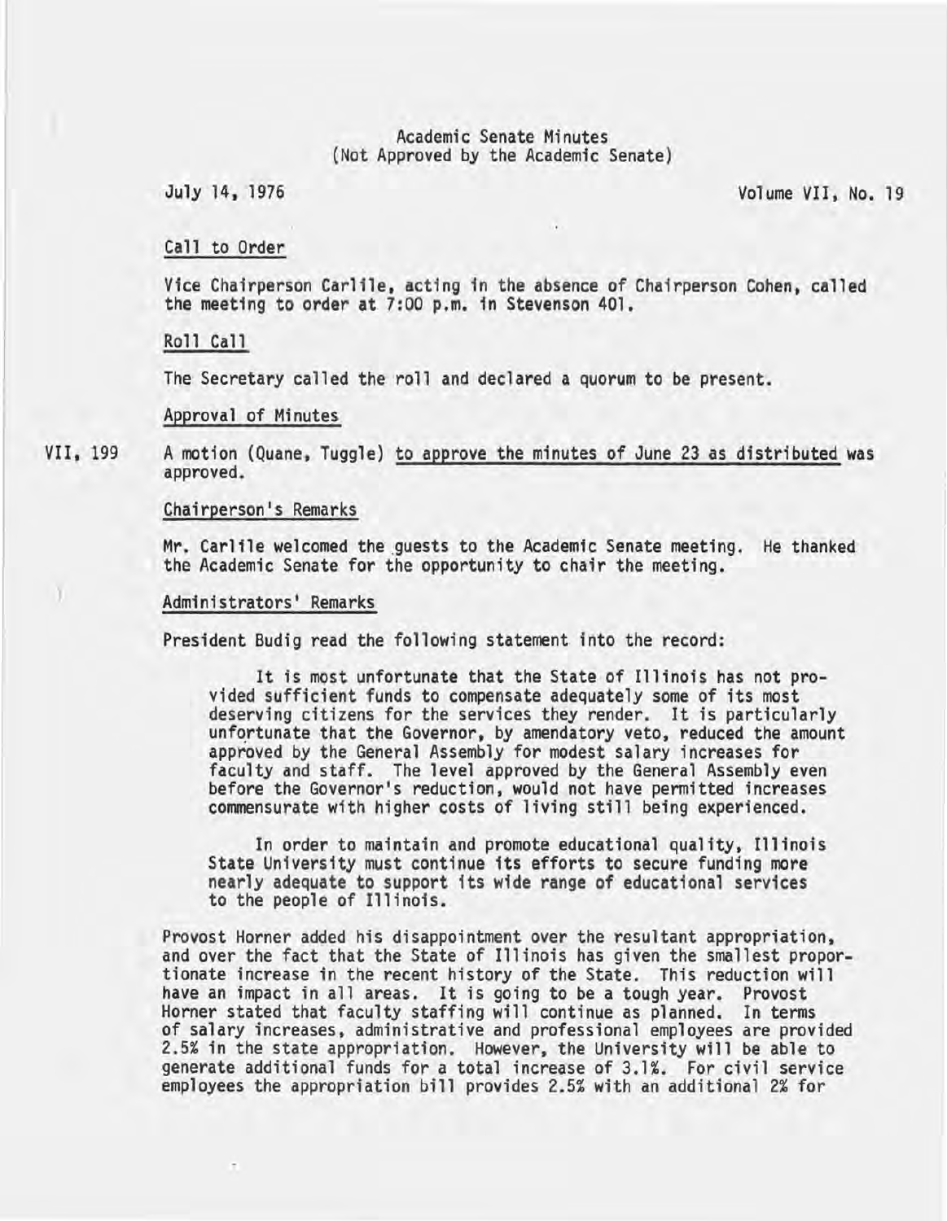Academic Senate Minutes
(Not Approved by the Academic Senate)

July 14, 1976 Volume VII, No. 19

## Call to Order

Vice Chairperson Carlile, acting in the absence of Chairperson Cohen, called the meeting to order at 7:00 p.m. in Stevenson 401.

## Roll Call

The Secretary called the roll and declared a quorum to be present.

## Approval of Minutes

VII, 199 A motion (Quane, Tuggle) to approve the minutes of June 23 as distributed was approved.

## Chairperson's Remarks

Mr. Carlile welcomed the guests to the Academic Senate meeting. He thanked the Academic Senate for the opportunity to chair the meeting.

## Administrators' Remarks

President Budig read the following statement into the record:

> It is most unfortunate that the State of Illinois has not provided sufficient funds to compensate adequately some of its most deserving citizens for the services they render. It is particularly unfortunate that the Governor, by amendatory veto, reduced the amount approved by the General Assembly for modest salary increases for faculty and staff. The level approved by the General Assembly even before the Governor's reduction, would not have permitted increases commensurate with higher costs of living still being experienced.
>
> In order to maintain and promote educational quality, Illinois State University must continue its efforts to secure funding more nearly adequate to support its wide range of educational services to the people of Illinois.

Provost Horner added his disappointment over the resultant appropriation, and over the fact that the State of Illinois has given the smallest proportionate increase in the recent history of the State. This reduction will have an impact in all areas. It is going to be a tough year. Provost Horner stated that faculty staffing will continue as planned. In terms of salary increases, administrative and professional employees are provided 2.5% in the state appropriation. However, the University will be able to generate additional funds for a total increase of 3.1%. For civil service employees the appropriation bill provides 2.5% with an additional 2% for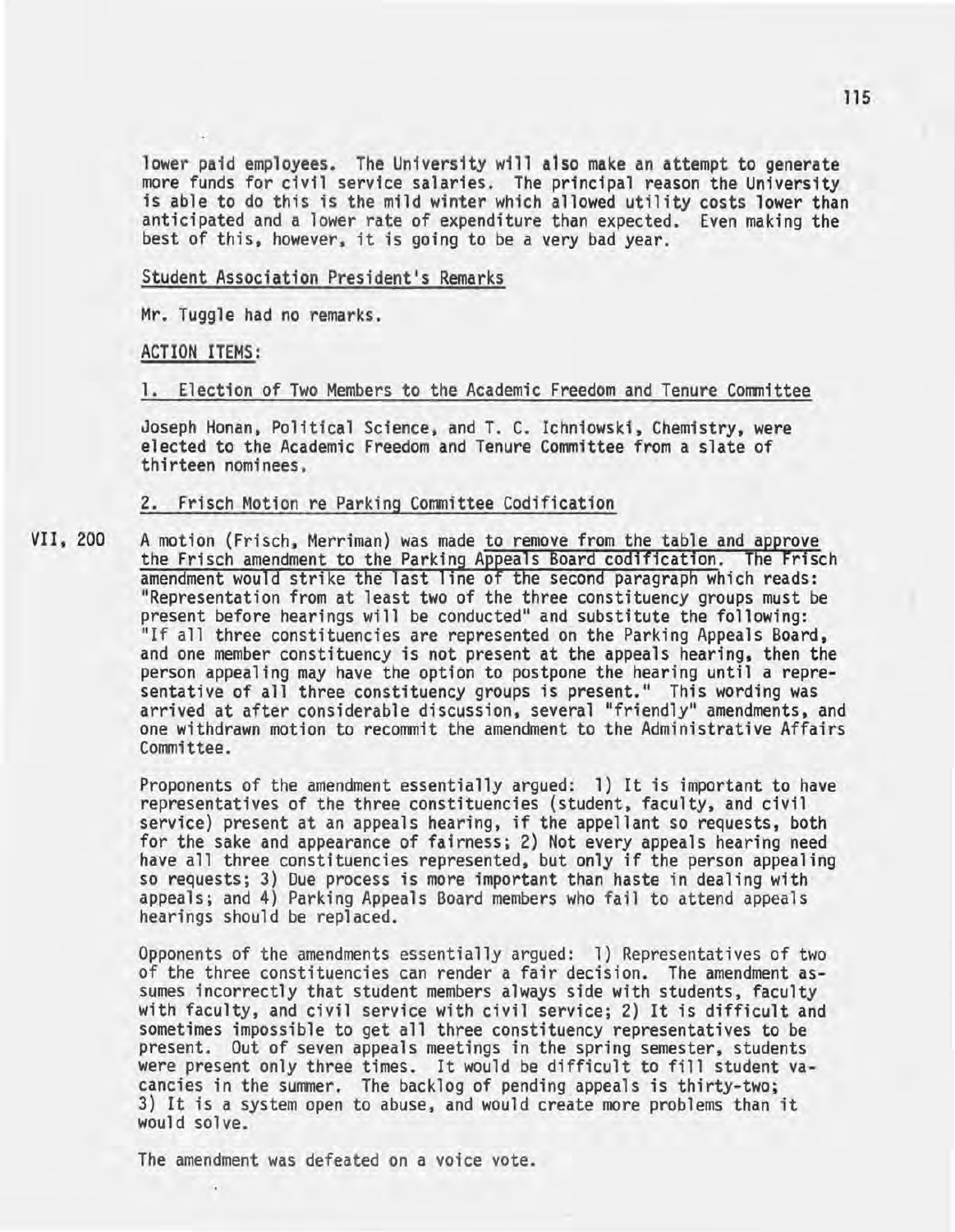lower paid employees. The University will also make an attempt to generate more funds for civil service salaries. The principal reason the University is able to do this is the mild winter which allowed utility costs lower than anticipated and a lower rate of expenditure than expected. Even making the best of this, however, it is going to be a very bad year.

Student Association President's Remarks

Mr. Tuggle had no remarks.

ACTION ITEMS:

1. Election of Two Members to the Academic Freedom and Tenure Committee

Joseph Honan, Political Science, and T. C. Ichniowski, Chemistry, were elected to the Academic Freedom and Tenure Committee from a slate of thirteen nominees.

2. Frisch Motion re Parking Committee Codification

VII, 200 A motion (Frisch, Merriman) was made to remove from the table and approve the Frisch amendment to the Parking Appeals Board codification. The Frisch amendment would strike the last line of the second paragraph which reads: "Representation from at least two of the three constituency groups must be present before hearings will be conducted" and substitute the following: "If all three constituencies are represented on the Parking Appeals Board, and one member constituency is not present at the appeals hearing, then the person appealing may have the option to postpone the hearing until a representative of all three constituency groups is present." This wording was arrived at after considerable discussion, several "friendly" amendments, and one withdrawn motion to recommit the amendment to the Administrative Affairs Committee.

Proponents of the amendment essentially argued: 1) It is important to have representatives of the three constituencies (student, faculty, and civil service) present at an appeals hearing, if the appellant so requests, both for the sake and appearance of fairness; 2) Not every appeals hearing need have all three constituencies represented, but only if the person appealing so requests; 3) Due process is more important than haste in dealing with appeals; and 4) Parking Appeals Board members who fail to attend appeals hearings should be replaced.

Opponents of the amendments essentially argued: 1) Representatives of two of the three constituencies can render a fair decision. The amendment assumes incorrectly that student members always side with students, faculty with faculty, and civil service with civil service; 2) It is difficult and sometimes impossible to get all three constituency representatives to be present. Out of seven appeals meetings in the spring semester, students were present only three times. It would be difficult to fill student vacancies in the summer. The backlog of pending appeals is thirty-two; 3) It is a system open to abuse, and would create more problems than it would solve.

The amendment was defeated on a voice vote.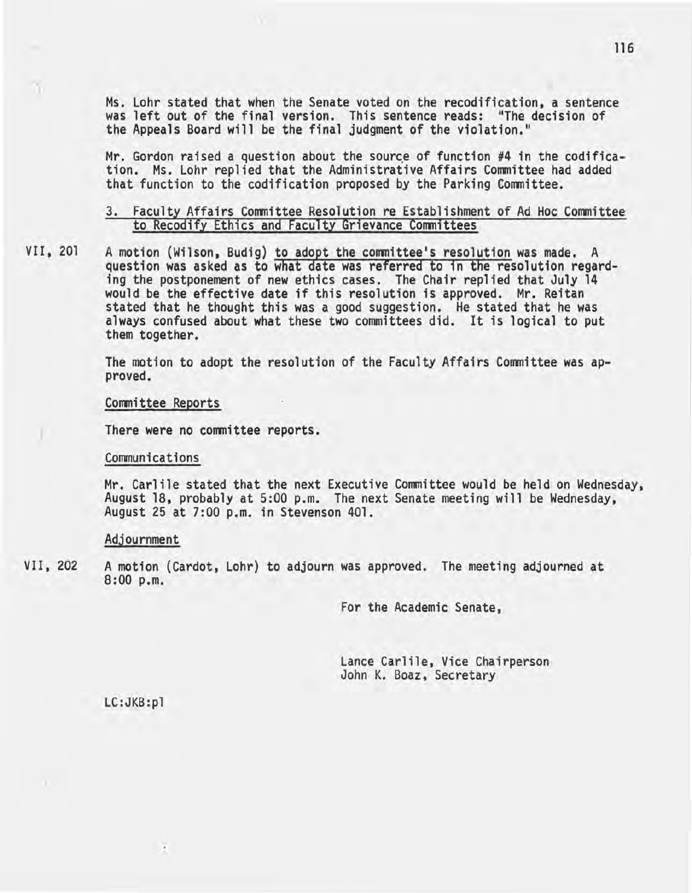Ms. Lohr stated that when the Senate voted on the recodification, a sentence was left out of the final version. This sentence reads: "The decision of the Appeals Board will be the final judgment of the violation."

Mr. Gordon raised a question about the source of function #4 in the codification. Ms. Lohr replied that the Administrative Affairs Committee had added that function to the codification proposed by the Parking Committee.

3. Faculty Affairs Committee Resolution re Establishment of Ad Hoc Committee to Recodify Ethics and Faculty Grievance Committees

VII, 201 A motion (Wilson, Budig) to adopt the committee's resolution was made. A question was asked as to what date was referred to in the resolution regarding the postponement of new ethics cases. The Chair replied that July 14 would be the effective date if this resolution is approved. Mr. Reitan stated that he thought this was a good suggestion. He stated that he was always confused about what these two committees did. It is logical to put them together.

The motion to adopt the resolution of the Faculty Affairs Committee was approved.

Committee Reports

There were no committee reports.

Communications

Mr. Carlile stated that the next Executive Committee would be held on Wednesday, August 18, probably at 5:00 p.m. The next Senate meeting will be Wednesday, August 25 at 7:00 p.m. in Stevenson 401.

Adjournment

VII, 202 A motion (Cardot, Lohr) to adjourn was approved. The meeting adjourned at 8:00 p.m.

For the Academic Senate,

Lance Carlile, Vice Chairperson
John K. Boaz, Secretary

LC:JKB:pl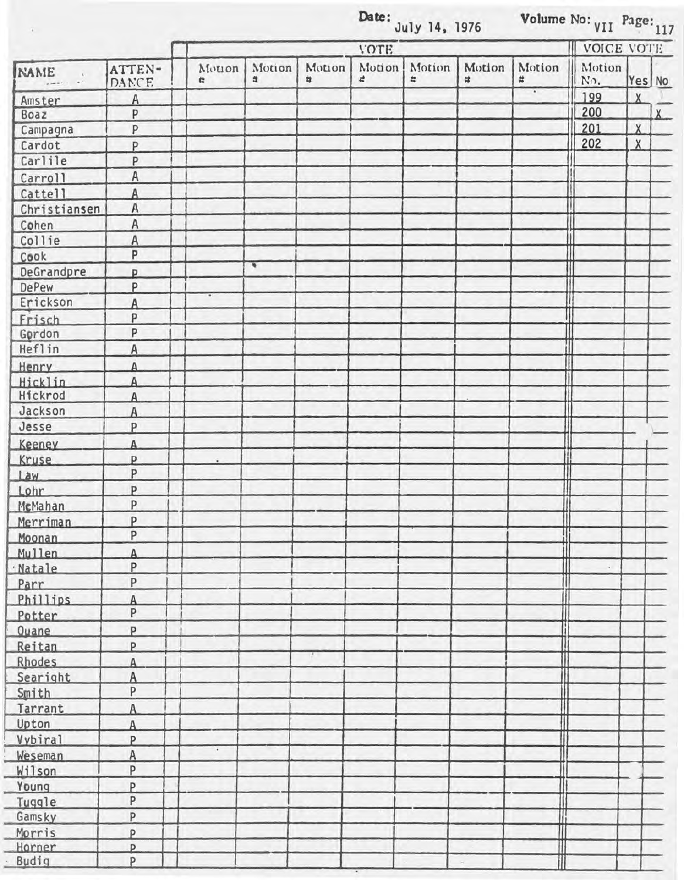Date: July 14, 1976 Volume No: VII Page: 117

| NAME | ATTENDANCE | | VOTE Motion # | Motion # | Motion # | Motion # | Motion # | Motion # | Motion # | VOICE VOTE Motion No. | Yes | No |
|---|---|---|---|---|---|---|---|---|---|---|---|---|
| Amster | A | | | | | | | | | 199 | X | |
| Boaz | P | | | | | | | | | 200 | | X |
| Campagna | P | | | | | | | | | 201 | X | |
| Cardot | P | | | | | | | | | 202 | X | |
| Carlile | P | | | | | | | | | | | |
| Carroll | A | | | | | | | | | | | |
| Cattell | A | | | | | | | | | | | |
| Christiansen | A | | | | | | | | | | | |
| Cohen | A | | | | | | | | | | | |
| Collie | A | | | | | | | | | | | |
| Cook | P | | | | | | | | | | | |
| DeGrandpre | P | | | | | | | | | | | |
| DePew | P | | | | | | | | | | | |
| Erickson | A | | | | | | | | | | | |
| Frisch | P | | | | | | | | | | | |
| Gordon | P | | | | | | | | | | | |
| Heflin | A | | | | | | | | | | | |
| Henry | A | | | | | | | | | | | |
| Hicklin | A | | | | | | | | | | | |
| Hickrod | A | | | | | | | | | | | |
| Jackson | A | | | | | | | | | | | |
| Jesse | P | | | | | | | | | | | |
| Keeney | A | | | | | | | | | | | |
| Kruse | P | | | | | | | | | | | |
| Law | P | | | | | | | | | | | |
| Lohr | P | | | | | | | | | | | |
| McMahan | P | | | | | | | | | | | |
| Merriman | P | | | | | | | | | | | |
| Moonan | P | | | | | | | | | | | |
| Mullen | A | | | | | | | | | | | |
| Natale | P | | | | | | | | | | | |
| Parr | P | | | | | | | | | | | |
| Phillips | A | | | | | | | | | | | |
| Potter | P | | | | | | | | | | | |
| Quane | P | | | | | | | | | | | |
| Reitan | P | | | | | | | | | | | |
| Rhodes | A | | | | | | | | | | | |
| Searight | A | | | | | | | | | | | |
| Smith | P | | | | | | | | | | | |
| Tarrant | A | | | | | | | | | | | |
| Upton | A | | | | | | | | | | | |
| Vybiral | P | | | | | | | | | | | |
| Weseman | A | | | | | | | | | | | |
| Wilson | P | | | | | | | | | | | |
| Young | P | | | | | | | | | | | |
| Tuggle | P | | | | | | | | | | | |
| Gamsky | P | | | | | | | | | | | |
| Morris | P | | | | | | | | | | | |
| Horner | P | | | | | | | | | | | |
| Budig | P | | | | | | | | | | | |